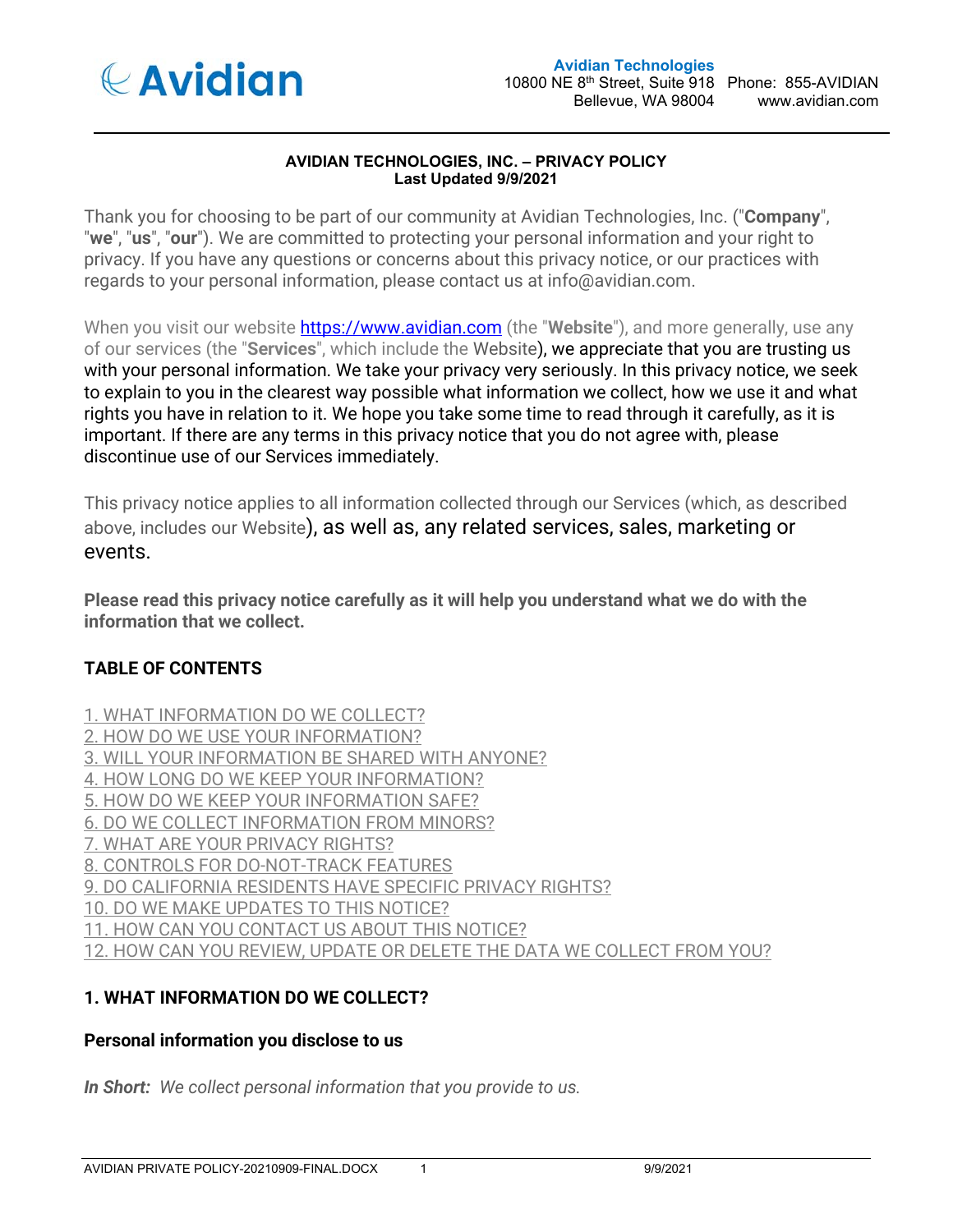**Avidian Technologies**
10800 NE 8th Street, Suite 918 Phone: 855-AVIDIAN
Bellevue, WA 98004 www.avidian.com

# AVIDIAN TECHNOLOGIES, INC. – PRIVACY POLICY
**Last Updated 9/9/2021**

Thank you for choosing to be part of our community at Avidian Technologies, Inc. ("**Company**", "**we**", "**us**", "**our**"). We are committed to protecting your personal information and your right to privacy. If you have any questions or concerns about this privacy notice, or our practices with regards to your personal information, please contact us at info@avidian.com.

When you visit our website [https://www.avidian.com](https://www.avidian.com) (the "**Website**"), and more generally, use any of our services (the "**Services**", which include the Website), we appreciate that you are trusting us with your personal information. We take your privacy very seriously. In this privacy notice, we seek to explain to you in the clearest way possible what information we collect, how we use it and what rights you have in relation to it. We hope you take some time to read through it carefully, as it is important. If there are any terms in this privacy notice that you do not agree with, please discontinue use of our Services immediately.

This privacy notice applies to all information collected through our Services (which, as described above, includes our Website), as well as, any related services, sales, marketing or events.

**Please read this privacy notice carefully as it will help you understand what we do with the information that we collect.**

## TABLE OF CONTENTS

1. WHAT INFORMATION DO WE COLLECT?
2. HOW DO WE USE YOUR INFORMATION?
3. WILL YOUR INFORMATION BE SHARED WITH ANYONE?
4. HOW LONG DO WE KEEP YOUR INFORMATION?
5. HOW DO WE KEEP YOUR INFORMATION SAFE?
6. DO WE COLLECT INFORMATION FROM MINORS?
7. WHAT ARE YOUR PRIVACY RIGHTS?
8. CONTROLS FOR DO-NOT-TRACK FEATURES
9. DO CALIFORNIA RESIDENTS HAVE SPECIFIC PRIVACY RIGHTS?
10. DO WE MAKE UPDATES TO THIS NOTICE?
11. HOW CAN YOU CONTACT US ABOUT THIS NOTICE?
12. HOW CAN YOU REVIEW, UPDATE OR DELETE THE DATA WE COLLECT FROM YOU?

## 1. WHAT INFORMATION DO WE COLLECT?

### Personal information you disclose to us

***In Short:*** *We collect personal information that you provide to us.*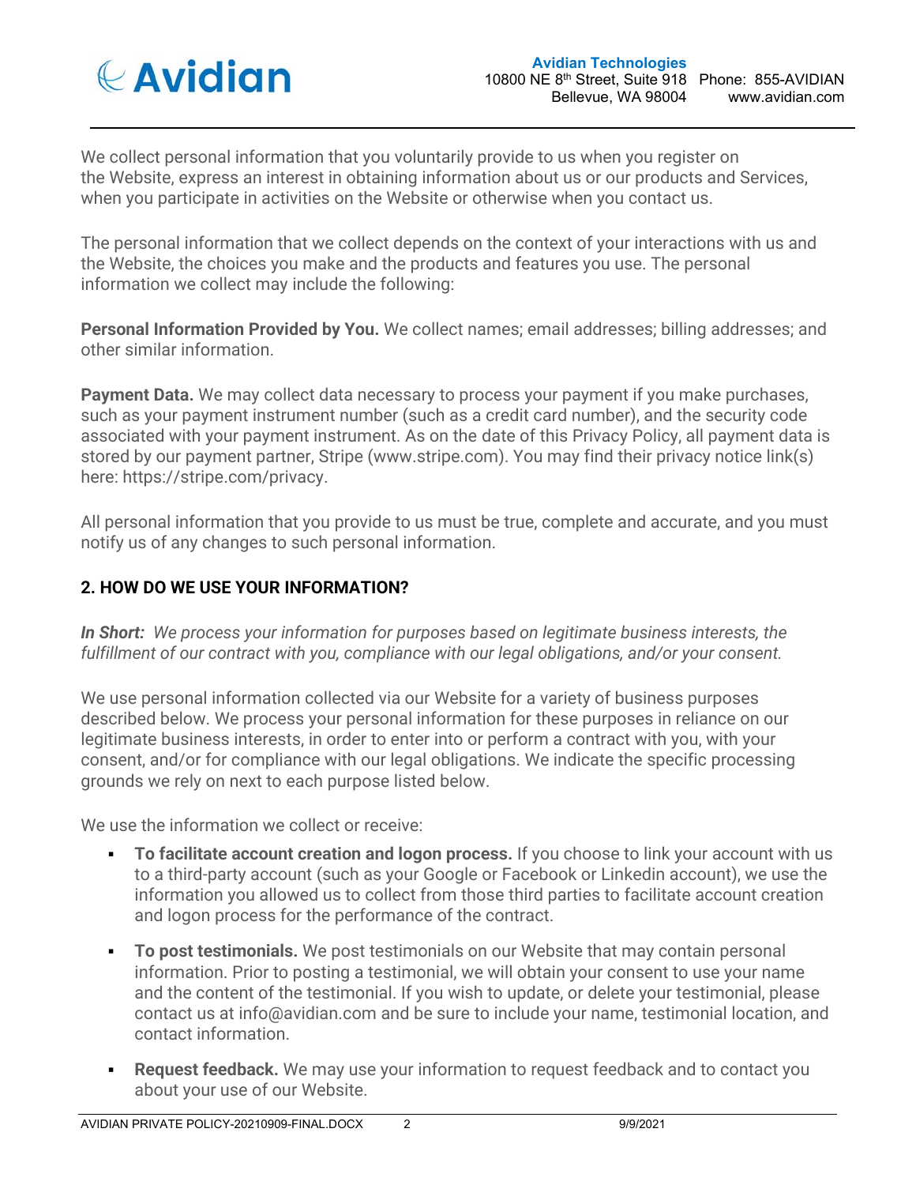We collect personal information that you voluntarily provide to us when you register on the Website, express an interest in obtaining information about us or our products and Services, when you participate in activities on the Website or otherwise when you contact us.

The personal information that we collect depends on the context of your interactions with us and the Website, the choices you make and the products and features you use. The personal information we collect may include the following:

**Personal Information Provided by You.** We collect names; email addresses; billing addresses; and other similar information.

**Payment Data.** We may collect data necessary to process your payment if you make purchases, such as your payment instrument number (such as a credit card number), and the security code associated with your payment instrument. As on the date of this Privacy Policy, all payment data is stored by our payment partner, Stripe (www.stripe.com). You may find their privacy notice link(s) here: https://stripe.com/privacy.

All personal information that you provide to us must be true, complete and accurate, and you must notify us of any changes to such personal information.

## 2. HOW DO WE USE YOUR INFORMATION?

***In Short:*** *We process your information for purposes based on legitimate business interests, the fulfillment of our contract with you, compliance with our legal obligations, and/or your consent.*

We use personal information collected via our Website for a variety of business purposes described below. We process your personal information for these purposes in reliance on our legitimate business interests, in order to enter into or perform a contract with you, with your consent, and/or for compliance with our legal obligations. We indicate the specific processing grounds we rely on next to each purpose listed below.

We use the information we collect or receive:

- **To facilitate account creation and logon process.** If you choose to link your account with us to a third-party account (such as your Google or Facebook or Linkedin account), we use the information you allowed us to collect from those third parties to facilitate account creation and logon process for the performance of the contract.
- **To post testimonials.** We post testimonials on our Website that may contain personal information. Prior to posting a testimonial, we will obtain your consent to use your name and the content of the testimonial. If you wish to update, or delete your testimonial, please contact us at info@avidian.com and be sure to include your name, testimonial location, and contact information.
- **Request feedback.** We may use your information to request feedback and to contact you about your use of our Website.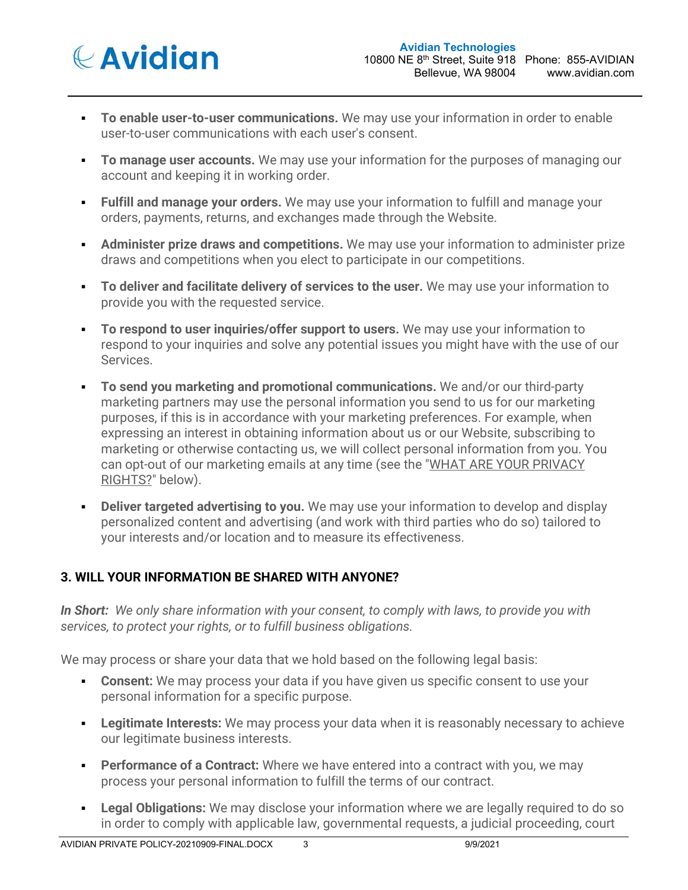- **To enable user-to-user communications.** We may use your information in order to enable user-to-user communications with each user's consent.

- **To manage user accounts.** We may use your information for the purposes of managing our account and keeping it in working order.

- **Fulfill and manage your orders.** We may use your information to fulfill and manage your orders, payments, returns, and exchanges made through the Website.

- **Administer prize draws and competitions.** We may use your information to administer prize draws and competitions when you elect to participate in our competitions.

- **To deliver and facilitate delivery of services to the user.** We may use your information to provide you with the requested service.

- **To respond to user inquiries/offer support to users.** We may use your information to respond to your inquiries and solve any potential issues you might have with the use of our Services.

- **To send you marketing and promotional communications.** We and/or our third-party marketing partners may use the personal information you send to us for our marketing purposes, if this is in accordance with your marketing preferences. For example, when expressing an interest in obtaining information about us or our Website, subscribing to marketing or otherwise contacting us, we will collect personal information from you. You can opt-out of our marketing emails at any time (see the "WHAT ARE YOUR PRIVACY RIGHTS?" below).

- **Deliver targeted advertising to you.** We may use your information to develop and display personalized content and advertising (and work with third parties who do so) tailored to your interests and/or location and to measure its effectiveness.

## 3. WILL YOUR INFORMATION BE SHARED WITH ANYONE?

***In Short:*** *We only share information with your consent, to comply with laws, to provide you with services, to protect your rights, or to fulfill business obligations.*

We may process or share your data that we hold based on the following legal basis:

- **Consent:** We may process your data if you have given us specific consent to use your personal information for a specific purpose.

- **Legitimate Interests:** We may process your data when it is reasonably necessary to achieve our legitimate business interests.

- **Performance of a Contract:** Where we have entered into a contract with you, we may process your personal information to fulfill the terms of our contract.

- **Legal Obligations:** We may disclose your information where we are legally required to do so in order to comply with applicable law, governmental requests, a judicial proceeding, court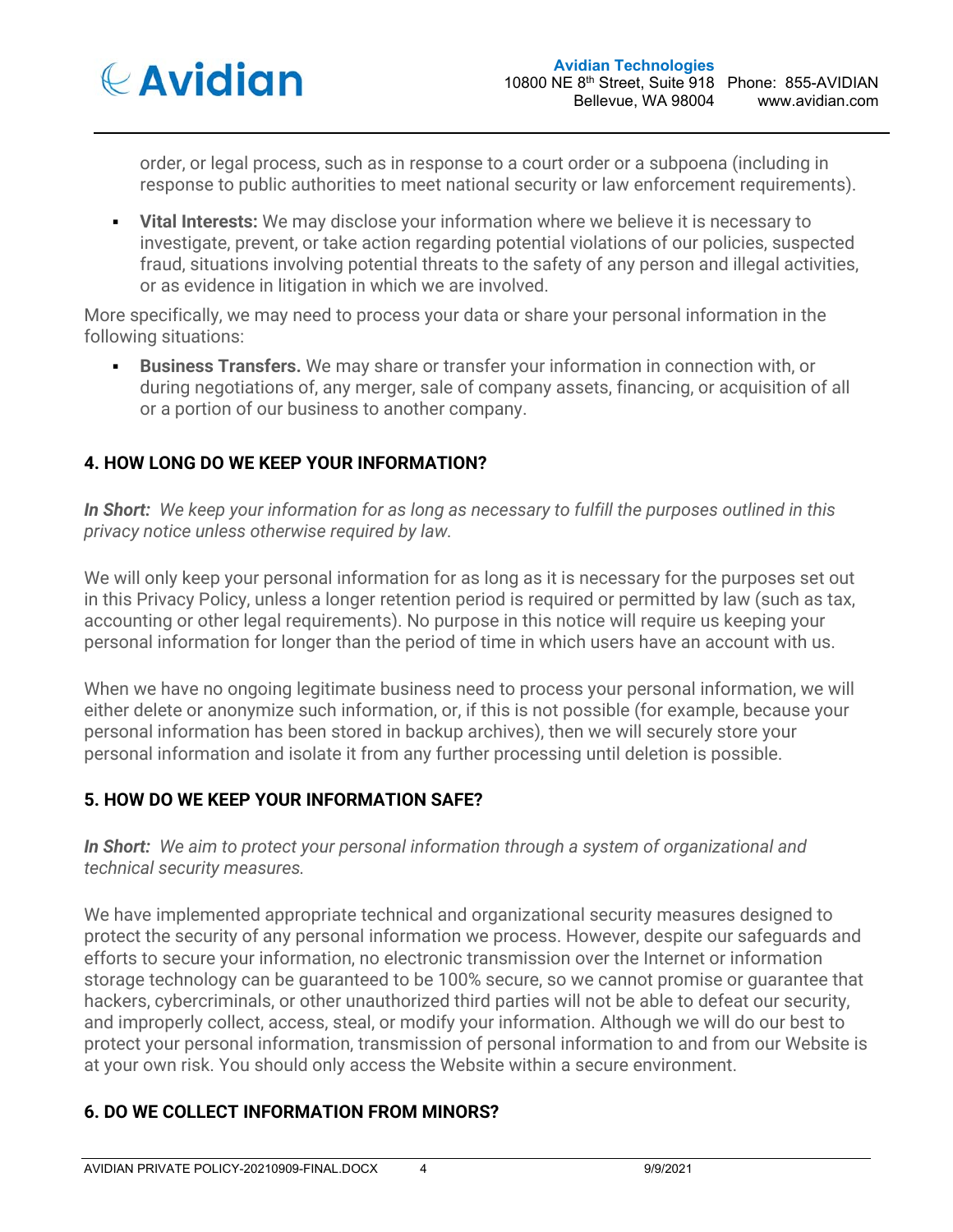order, or legal process, such as in response to a court order or a subpoena (including in response to public authorities to meet national security or law enforcement requirements).

- **Vital Interests:** We may disclose your information where we believe it is necessary to investigate, prevent, or take action regarding potential violations of our policies, suspected fraud, situations involving potential threats to the safety of any person and illegal activities, or as evidence in litigation in which we are involved.

More specifically, we may need to process your data or share your personal information in the following situations:

- **Business Transfers.** We may share or transfer your information in connection with, or during negotiations of, any merger, sale of company assets, financing, or acquisition of all or a portion of our business to another company.

## 4. HOW LONG DO WE KEEP YOUR INFORMATION?

***In Short:*** *We keep your information for as long as necessary to fulfill the purposes outlined in this privacy notice unless otherwise required by law.*

We will only keep your personal information for as long as it is necessary for the purposes set out in this Privacy Policy, unless a longer retention period is required or permitted by law (such as tax, accounting or other legal requirements). No purpose in this notice will require us keeping your personal information for longer than the period of time in which users have an account with us.

When we have no ongoing legitimate business need to process your personal information, we will either delete or anonymize such information, or, if this is not possible (for example, because your personal information has been stored in backup archives), then we will securely store your personal information and isolate it from any further processing until deletion is possible.

## 5. HOW DO WE KEEP YOUR INFORMATION SAFE?

***In Short:*** *We aim to protect your personal information through a system of organizational and technical security measures.*

We have implemented appropriate technical and organizational security measures designed to protect the security of any personal information we process. However, despite our safeguards and efforts to secure your information, no electronic transmission over the Internet or information storage technology can be guaranteed to be 100% secure, so we cannot promise or guarantee that hackers, cybercriminals, or other unauthorized third parties will not be able to defeat our security, and improperly collect, access, steal, or modify your information. Although we will do our best to protect your personal information, transmission of personal information to and from our Website is at your own risk. You should only access the Website within a secure environment.

## 6. DO WE COLLECT INFORMATION FROM MINORS?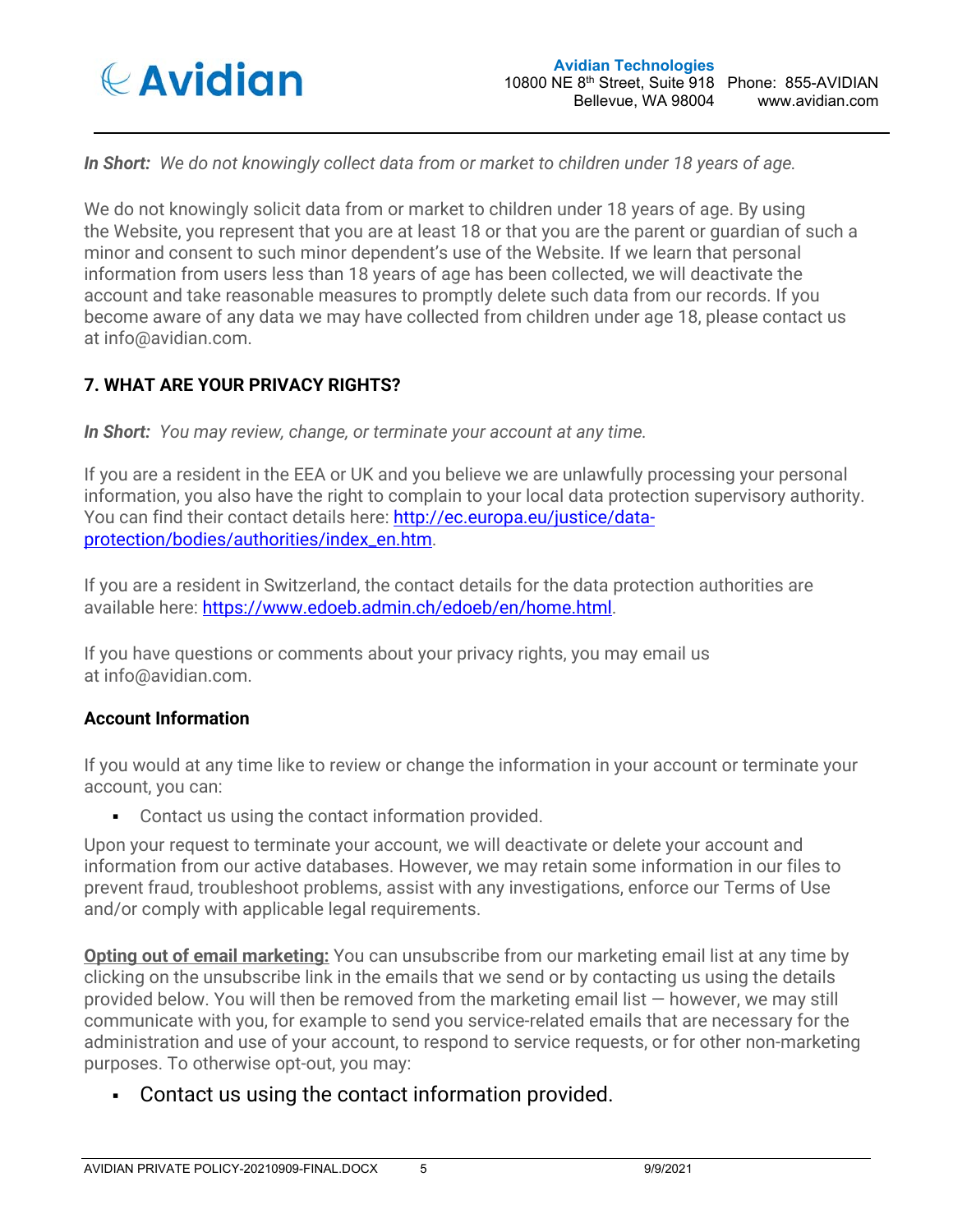*In Short:* *We do not knowingly collect data from or market to children under 18 years of age.*

We do not knowingly solicit data from or market to children under 18 years of age. By using the Website, you represent that you are at least 18 or that you are the parent or guardian of such a minor and consent to such minor dependent's use of the Website. If we learn that personal information from users less than 18 years of age has been collected, we will deactivate the account and take reasonable measures to promptly delete such data from our records. If you become aware of any data we may have collected from children under age 18, please contact us at info@avidian.com.

## 7. WHAT ARE YOUR PRIVACY RIGHTS?

*In Short:* *You may review, change, or terminate your account at any time.*

If you are a resident in the EEA or UK and you believe we are unlawfully processing your personal information, you also have the right to complain to your local data protection supervisory authority. You can find their contact details here: [http://ec.europa.eu/justice/data-protection/bodies/authorities/index_en.htm](http://ec.europa.eu/justice/data-protection/bodies/authorities/index_en.htm).

If you are a resident in Switzerland, the contact details for the data protection authorities are available here: [https://www.edoeb.admin.ch/edoeb/en/home.html](https://www.edoeb.admin.ch/edoeb/en/home.html).

If you have questions or comments about your privacy rights, you may email us at info@avidian.com.

### Account Information

If you would at any time like to review or change the information in your account or terminate your account, you can:

- Contact us using the contact information provided.

Upon your request to terminate your account, we will deactivate or delete your account and information from our active databases. However, we may retain some information in our files to prevent fraud, troubleshoot problems, assist with any investigations, enforce our Terms of Use and/or comply with applicable legal requirements.

**Opting out of email marketing:** You can unsubscribe from our marketing email list at any time by clicking on the unsubscribe link in the emails that we send or by contacting us using the details provided below. You will then be removed from the marketing email list — however, we may still communicate with you, for example to send you service-related emails that are necessary for the administration and use of your account, to respond to service requests, or for other non-marketing purposes. To otherwise opt-out, you may:

- Contact us using the contact information provided.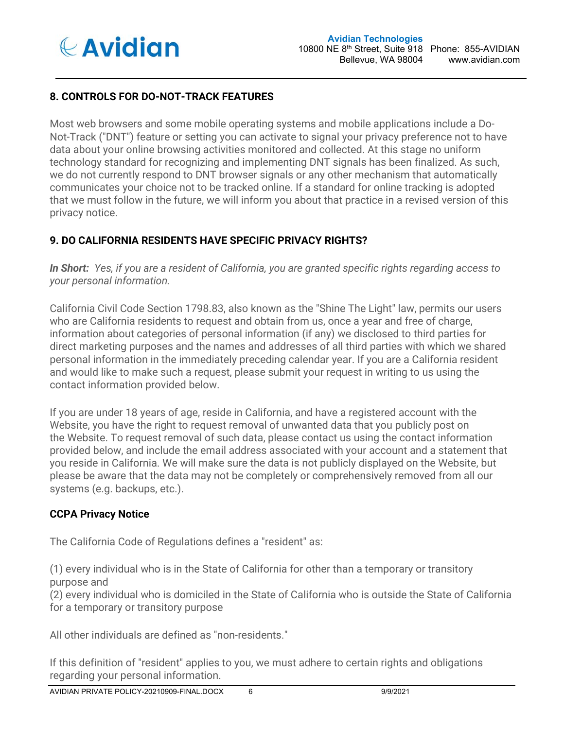**8. CONTROLS FOR DO-NOT-TRACK FEATURES**

Most web browsers and some mobile operating systems and mobile applications include a Do-Not-Track ("DNT") feature or setting you can activate to signal your privacy preference not to have data about your online browsing activities monitored and collected. At this stage no uniform technology standard for recognizing and implementing DNT signals has been finalized. As such, we do not currently respond to DNT browser signals or any other mechanism that automatically communicates your choice not to be tracked online. If a standard for online tracking is adopted that we must follow in the future, we will inform you about that practice in a revised version of this privacy notice.

**9. DO CALIFORNIA RESIDENTS HAVE SPECIFIC PRIVACY RIGHTS?**

***In Short:*** *Yes, if you are a resident of California, you are granted specific rights regarding access to your personal information.*

California Civil Code Section 1798.83, also known as the "Shine The Light" law, permits our users who are California residents to request and obtain from us, once a year and free of charge, information about categories of personal information (if any) we disclosed to third parties for direct marketing purposes and the names and addresses of all third parties with which we shared personal information in the immediately preceding calendar year. If you are a California resident and would like to make such a request, please submit your request in writing to us using the contact information provided below.

If you are under 18 years of age, reside in California, and have a registered account with the Website, you have the right to request removal of unwanted data that you publicly post on the Website. To request removal of such data, please contact us using the contact information provided below, and include the email address associated with your account and a statement that you reside in California. We will make sure the data is not publicly displayed on the Website, but please be aware that the data may not be completely or comprehensively removed from all our systems (e.g. backups, etc.).

**CCPA Privacy Notice**

The California Code of Regulations defines a "resident" as:

(1) every individual who is in the State of California for other than a temporary or transitory purpose and
(2) every individual who is domiciled in the State of California who is outside the State of California for a temporary or transitory purpose

All other individuals are defined as "non-residents."

If this definition of "resident" applies to you, we must adhere to certain rights and obligations regarding your personal information.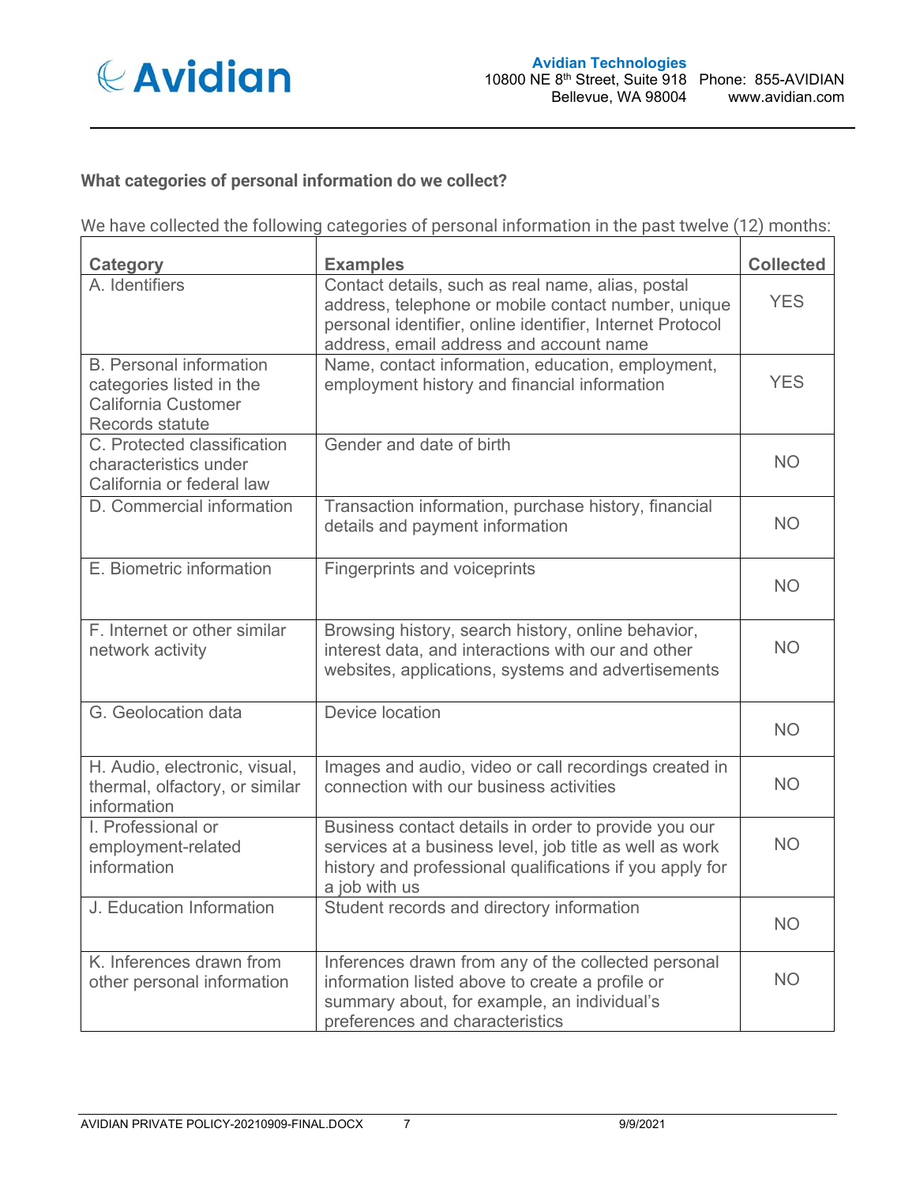**What categories of personal information do we collect?**

We have collected the following categories of personal information in the past twelve (12) months:

| Category | Examples | Collected |
|---|---|---|
| A. Identifiers | Contact details, such as real name, alias, postal address, telephone or mobile contact number, unique personal identifier, online identifier, Internet Protocol address, email address and account name | YES |
| B. Personal information categories listed in the California Customer Records statute | Name, contact information, education, employment, employment history and financial information | YES |
| C. Protected classification characteristics under California or federal law | Gender and date of birth | NO |
| D. Commercial information | Transaction information, purchase history, financial details and payment information | NO |
| E. Biometric information | Fingerprints and voiceprints | NO |
| F. Internet or other similar network activity | Browsing history, search history, online behavior, interest data, and interactions with our and other websites, applications, systems and advertisements | NO |
| G. Geolocation data | Device location | NO |
| H. Audio, electronic, visual, thermal, olfactory, or similar information | Images and audio, video or call recordings created in connection with our business activities | NO |
| I. Professional or employment-related information | Business contact details in order to provide you our services at a business level, job title as well as work history and professional qualifications if you apply for a job with us | NO |
| J. Education Information | Student records and directory information | NO |
| K. Inferences drawn from other personal information | Inferences drawn from any of the collected personal information listed above to create a profile or summary about, for example, an individual's preferences and characteristics | NO |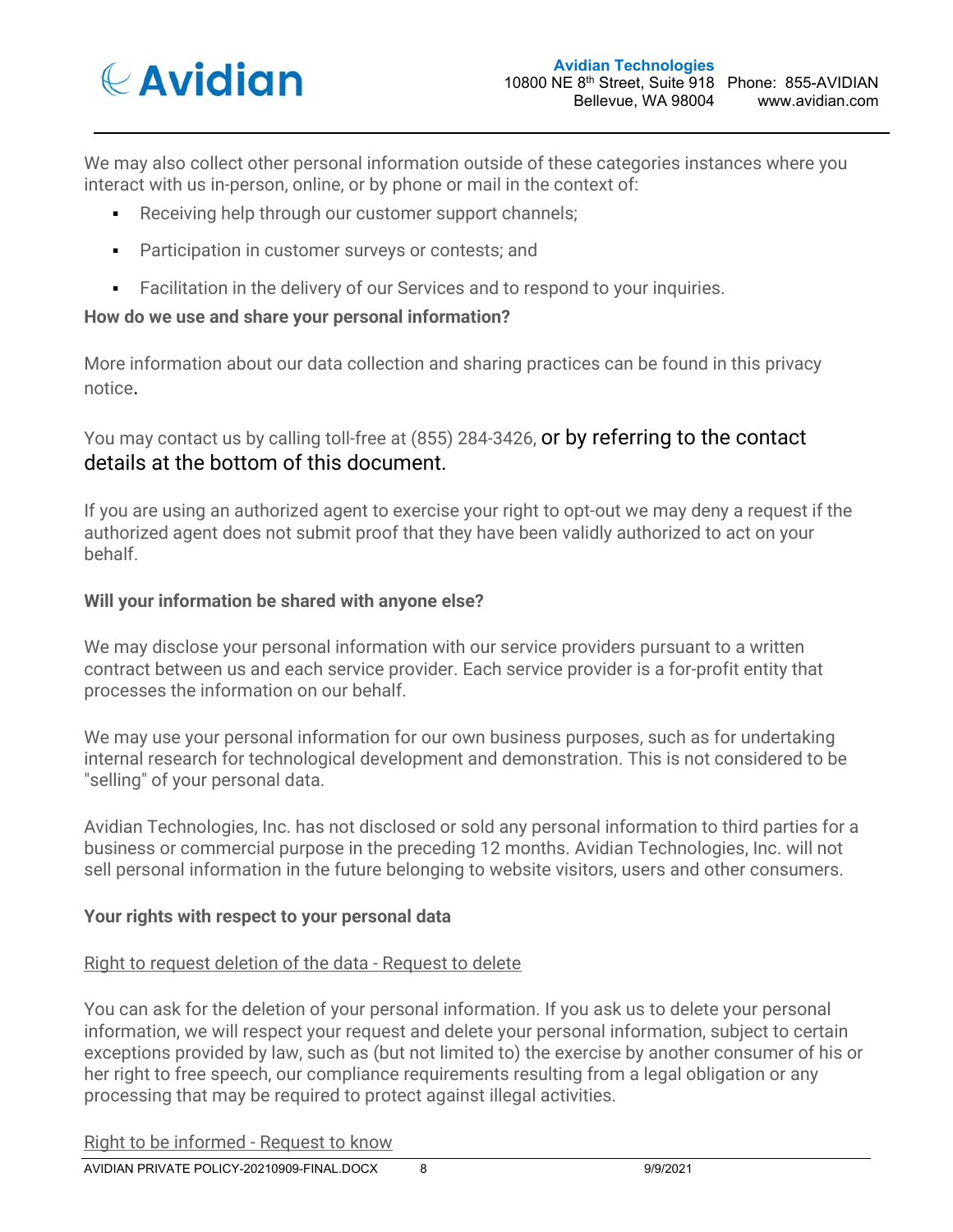We may also collect other personal information outside of these categories instances where you interact with us in-person, online, or by phone or mail in the context of:

- Receiving help through our customer support channels;
- Participation in customer surveys or contests; and
- Facilitation in the delivery of our Services and to respond to your inquiries.

**How do we use and share your personal information?**

More information about our data collection and sharing practices can be found in this privacy notice.

You may contact us by calling toll-free at (855) 284-3426, or by referring to the contact details at the bottom of this document.

If you are using an authorized agent to exercise your right to opt-out we may deny a request if the authorized agent does not submit proof that they have been validly authorized to act on your behalf.

**Will your information be shared with anyone else?**

We may disclose your personal information with our service providers pursuant to a written contract between us and each service provider. Each service provider is a for-profit entity that processes the information on our behalf.

We may use your personal information for our own business purposes, such as for undertaking internal research for technological development and demonstration. This is not considered to be "selling" of your personal data.

Avidian Technologies, Inc. has not disclosed or sold any personal information to third parties for a business or commercial purpose in the preceding 12 months. Avidian Technologies, Inc. will not sell personal information in the future belonging to website visitors, users and other consumers.

**Your rights with respect to your personal data**

Right to request deletion of the data - Request to delete

You can ask for the deletion of your personal information. If you ask us to delete your personal information, we will respect your request and delete your personal information, subject to certain exceptions provided by law, such as (but not limited to) the exercise by another consumer of his or her right to free speech, our compliance requirements resulting from a legal obligation or any processing that may be required to protect against illegal activities.

Right to be informed - Request to know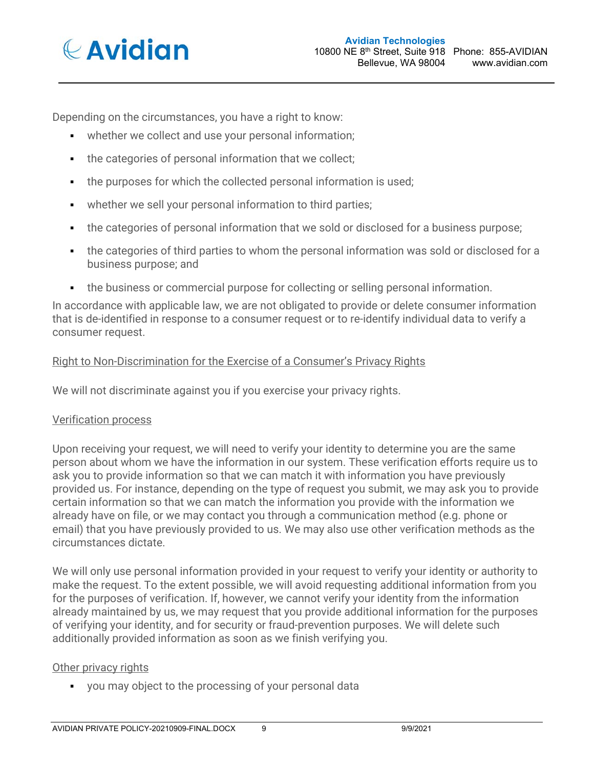Depending on the circumstances, you have a right to know:

- whether we collect and use your personal information;
- the categories of personal information that we collect;
- the purposes for which the collected personal information is used;
- whether we sell your personal information to third parties;
- the categories of personal information that we sold or disclosed for a business purpose;
- the categories of third parties to whom the personal information was sold or disclosed for a business purpose; and
- the business or commercial purpose for collecting or selling personal information.

In accordance with applicable law, we are not obligated to provide or delete consumer information that is de-identified in response to a consumer request or to re-identify individual data to verify a consumer request.

Right to Non-Discrimination for the Exercise of a Consumer's Privacy Rights

We will not discriminate against you if you exercise your privacy rights.

Verification process

Upon receiving your request, we will need to verify your identity to determine you are the same person about whom we have the information in our system. These verification efforts require us to ask you to provide information so that we can match it with information you have previously provided us. For instance, depending on the type of request you submit, we may ask you to provide certain information so that we can match the information you provide with the information we already have on file, or we may contact you through a communication method (e.g. phone or email) that you have previously provided to us. We may also use other verification methods as the circumstances dictate.

We will only use personal information provided in your request to verify your identity or authority to make the request. To the extent possible, we will avoid requesting additional information from you for the purposes of verification. If, however, we cannot verify your identity from the information already maintained by us, we may request that you provide additional information for the purposes of verifying your identity, and for security or fraud-prevention purposes. We will delete such additionally provided information as soon as we finish verifying you.

Other privacy rights

- you may object to the processing of your personal data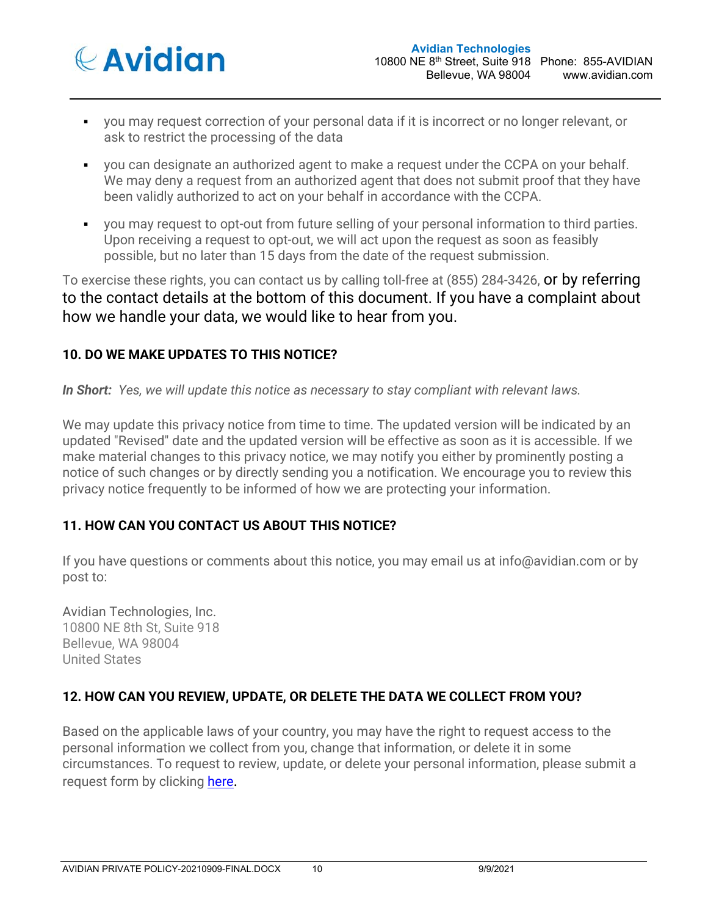- you may request correction of your personal data if it is incorrect or no longer relevant, or ask to restrict the processing of the data
- you can designate an authorized agent to make a request under the CCPA on your behalf. We may deny a request from an authorized agent that does not submit proof that they have been validly authorized to act on your behalf in accordance with the CCPA.
- you may request to opt-out from future selling of your personal information to third parties. Upon receiving a request to opt-out, we will act upon the request as soon as feasibly possible, but no later than 15 days from the date of the request submission.

To exercise these rights, you can contact us by calling toll-free at (855) 284-3426, or by referring to the contact details at the bottom of this document. If you have a complaint about how we handle your data, we would like to hear from you.

## 10. DO WE MAKE UPDATES TO THIS NOTICE?

***In Short:*** *Yes, we will update this notice as necessary to stay compliant with relevant laws.*

We may update this privacy notice from time to time. The updated version will be indicated by an updated "Revised" date and the updated version will be effective as soon as it is accessible. If we make material changes to this privacy notice, we may notify you either by prominently posting a notice of such changes or by directly sending you a notification. We encourage you to review this privacy notice frequently to be informed of how we are protecting your information.

## 11. HOW CAN YOU CONTACT US ABOUT THIS NOTICE?

If you have questions or comments about this notice, you may email us at info@avidian.com or by post to:

Avidian Technologies, Inc.
10800 NE 8th St, Suite 918
Bellevue, WA 98004
United States

## 12. HOW CAN YOU REVIEW, UPDATE, OR DELETE THE DATA WE COLLECT FROM YOU?

Based on the applicable laws of your country, you may have the right to request access to the personal information we collect from you, change that information, or delete it in some circumstances. To request to review, update, or delete your personal information, please submit a request form by clicking here.